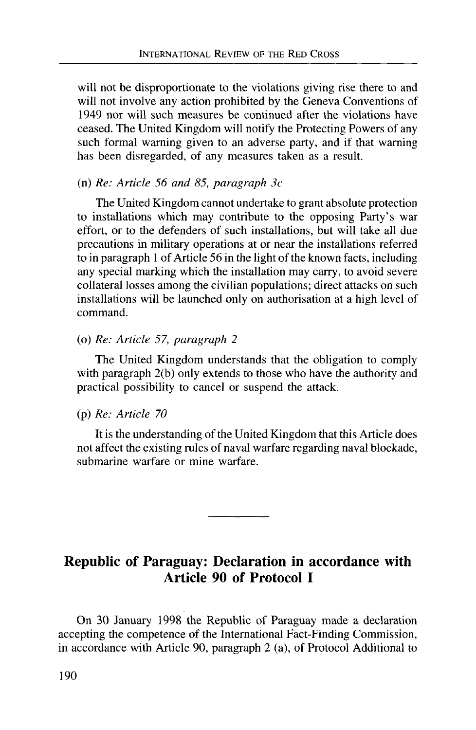will not be disproportionate to the violations giving rise there to and will not involve any action prohibited by the Geneva Conventions of 1949 nor will such measures be continued after the violations have ceased. The United Kingdom will notify the Protecting Powers of any such formal warning given to an adverse party, and if that warning has been disregarded, of any measures taken as a result.

(n) *Re: Article 56 and 85, paragraph 3c*

The United Kingdom cannot undertake to grant absolute protection to installations which may contribute to the opposing Party's war effort, or to the defenders of such installations, but will take all due precautions in military operations at or near the installations referred to in paragraph 1 of Article 56 in the light of the known facts, including any special marking which the installation may carry, to avoid severe collateral losses among the civilian populations; direct attacks on such installations will be launched only on authorisation at a high level of command.

(o) *Re: Article 57, paragraph 2*

The United Kingdom understands that the obligation to comply with paragraph 2(b) only extends to those who have the authority and practical possibility to cancel or suspend the attack.

(p) *Re: Article 70*

It is the understanding of the United Kingdom that this Article does not affect the existing rules of naval warfare regarding naval blockade, submarine warfare or mine warfare.

---

## Republic of Paraguay: Declaration in accordance with Article 90 of Protocol I

On 30 January 1998 the Republic of Paraguay made a declaration accepting the competence of the International Fact-Finding Commission, in accordance with Article 90, paragraph 2 (a), of Protocol Additional to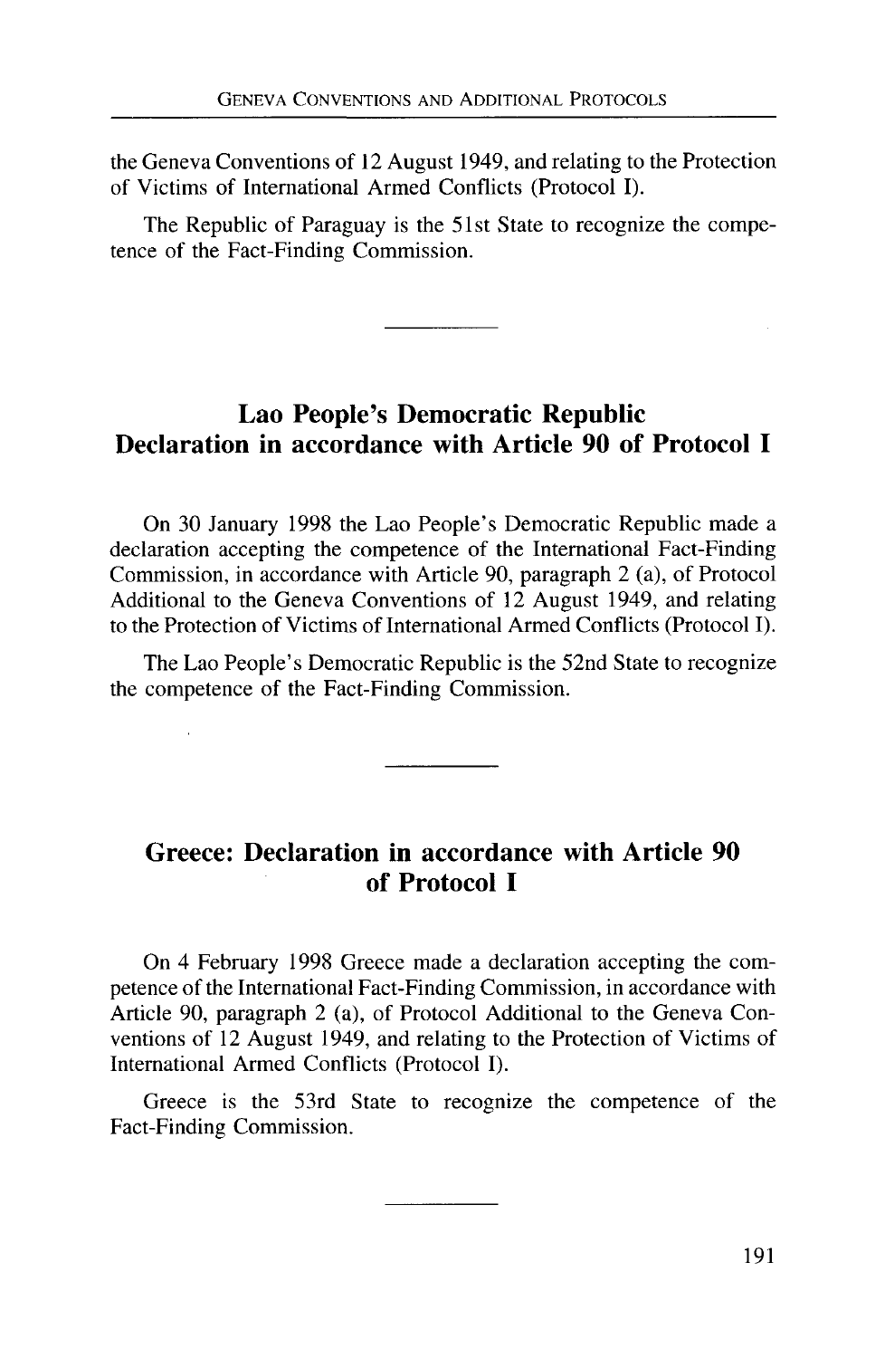the Geneva Conventions of 12 August 1949, and relating to the Protection of Victims of International Armed Conflicts (Protocol I).

The Republic of Paraguay is the 51st State to recognize the competence of the Fact-Finding Commission.

---

## Lao People's Democratic Republic
## Declaration in accordance with Article 90 of Protocol I

On 30 January 1998 the Lao People's Democratic Republic made a declaration accepting the competence of the International Fact-Finding Commission, in accordance with Article 90, paragraph 2 (a), of Protocol Additional to the Geneva Conventions of 12 August 1949, and relating to the Protection of Victims of International Armed Conflicts (Protocol I).

The Lao People's Democratic Republic is the 52nd State to recognize the competence of the Fact-Finding Commission.

---

## Greece: Declaration in accordance with Article 90 of Protocol I

On 4 February 1998 Greece made a declaration accepting the competence of the International Fact-Finding Commission, in accordance with Article 90, paragraph 2 (a), of Protocol Additional to the Geneva Conventions of 12 August 1949, and relating to the Protection of Victims of International Armed Conflicts (Protocol I).

Greece is the 53rd State to recognize the competence of the Fact-Finding Commission.

---